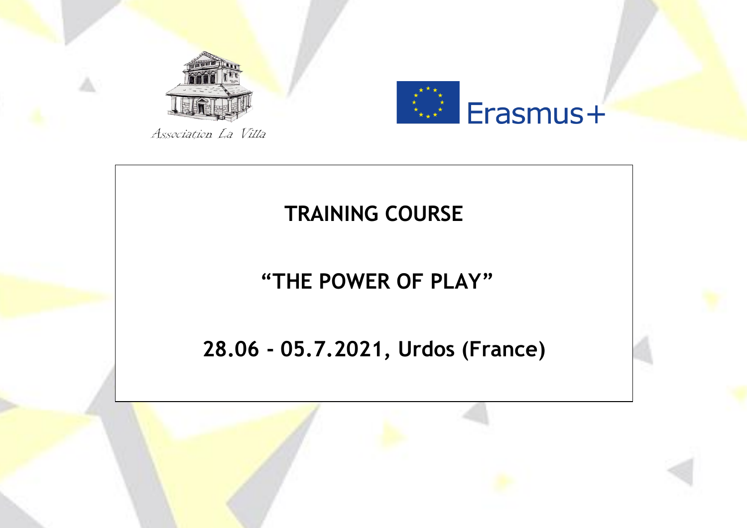Association La Villa

Erasmus+

# TRAINING COURSE

# "THE POWER OF PLAY"

## 28.06 - 05.7.2021, Urdos (France)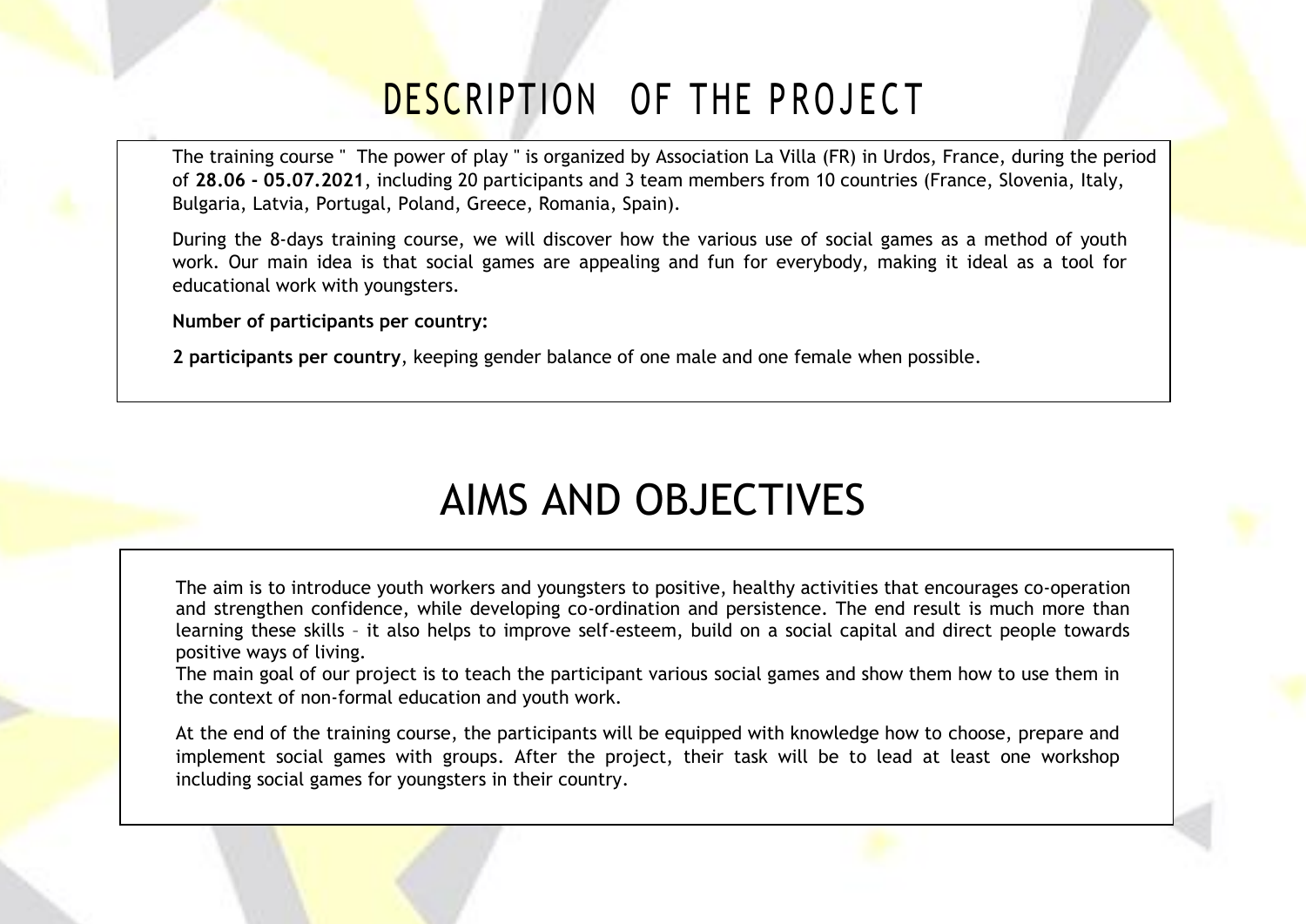# DESCRIPTION OF THE PROJECT

The training course " The power of play " is organized by Association La Villa (FR) in Urdos, France, during the period of **28.06 - 05.07.2021**, including 20 participants and 3 team members from 10 countries (France, Slovenia, Italy, Bulgaria, Latvia, Portugal, Poland, Greece, Romania, Spain).

During the 8-days training course, we will discover how the various use of social games as a method of youth work. Our main idea is that social games are appealing and fun for everybody, making it ideal as a tool for educational work with youngsters.

**Number of participants per country:**

**2 participants per country**, keeping gender balance of one male and one female when possible.

# AIMS AND OBJECTIVES

The aim is to introduce youth workers and youngsters to positive, healthy activities that encourages co-operation and strengthen confidence, while developing co-ordination and persistence. The end result is much more than learning these skills – it also helps to improve self-esteem, build on a social capital and direct people towards positive ways of living.
The main goal of our project is to teach the participant various social games and show them how to use them in the context of non-formal education and youth work.

At the end of the training course, the participants will be equipped with knowledge how to choose, prepare and implement social games with groups. After the project, their task will be to lead at least one workshop including social games for youngsters in their country.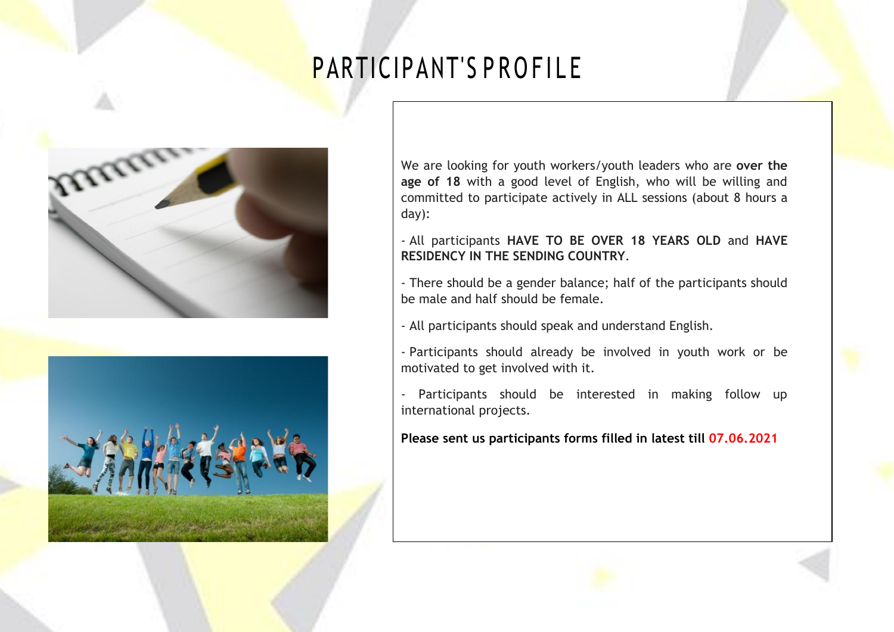# PARTICIPANT'S PROFILE

We are looking for youth workers/youth leaders who are **over the age of 18** with a good level of English, who will be willing and committed to participate actively in ALL sessions (about 8 hours a day):

- All participants **HAVE TO BE OVER 18 YEARS OLD** and **HAVE RESIDENCY IN THE SENDING COUNTRY**.

- There should be a gender balance; half of the participants should be male and half should be female.

- All participants should speak and understand English.

- Participants should already be involved in youth work or be motivated to get involved with it.

- Participants should be interested in making follow up international projects.

**Please sent us participants forms filled in latest till 07.06.2021**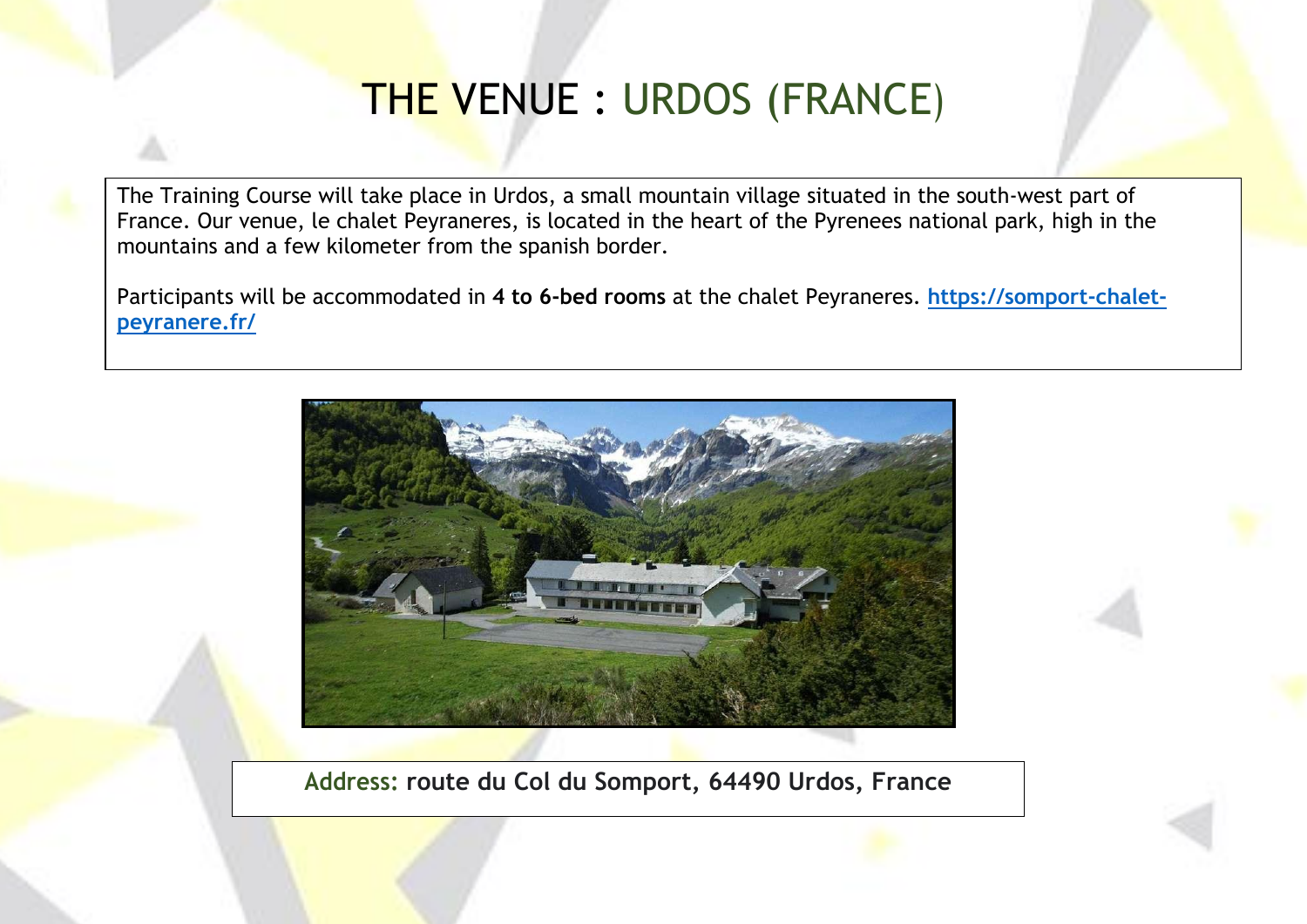# THE VENUE : URDOS (FRANCE)

The Training Course will take place in Urdos, a small mountain village situated in the south-west part of France. Our venue, le chalet Peyraneres, is located in the heart of the Pyrenees national park, high in the mountains and a few kilometer from the spanish border.

Participants will be accommodated in **4 to 6-bed rooms** at the chalet Peyraneres. **[https://somport-chalet-peyranere.fr/](https://somport-chalet-peyranere.fr/)**

Address: **route du Col du Somport, 64490 Urdos, France**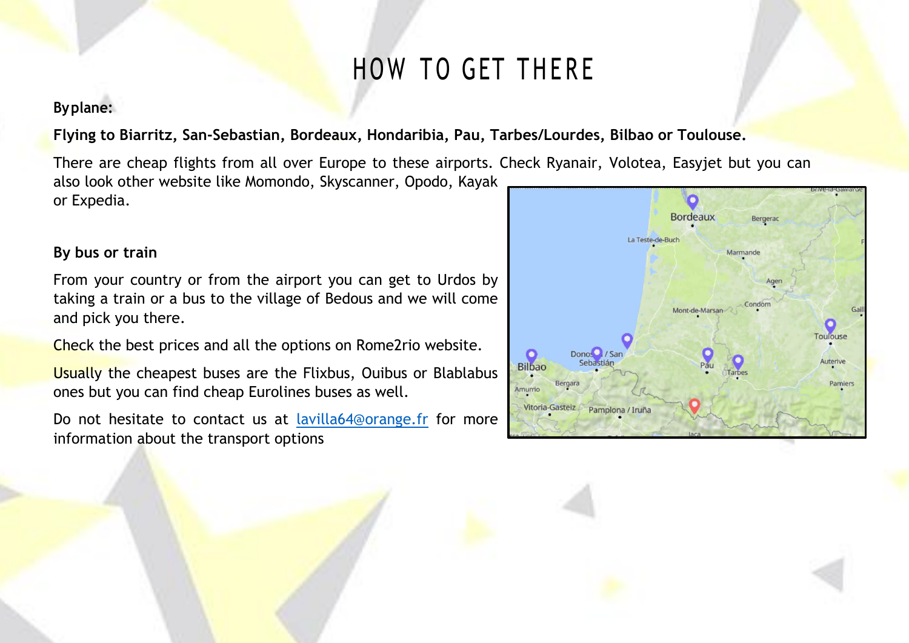# HOW TO GET THERE

**Byplane:**

**Flying to Biarritz, San-Sebastian, Bordeaux, Hondaribia, Pau, Tarbes/Lourdes, Bilbao or Toulouse.**

There are cheap flights from all over Europe to these airports. Check Ryanair, Volotea, Easyjet but you can also look other website like Momondo, Skyscanner, Opodo, Kayak or Expedia.

**By bus or train**

From your country or from the airport you can get to Urdos by taking a train or a bus to the village of Bedous and we will come and pick you there.

Check the best prices and all the options on Rome2rio website.

Usually the cheapest buses are the Flixbus, Ouibus or Blablabus ones but you can find cheap Eurolines buses as well.

Do not hesitate to contact us at [lavilla64@orange.fr](mailto:lavilla64@orange.fr) for more information about the transport options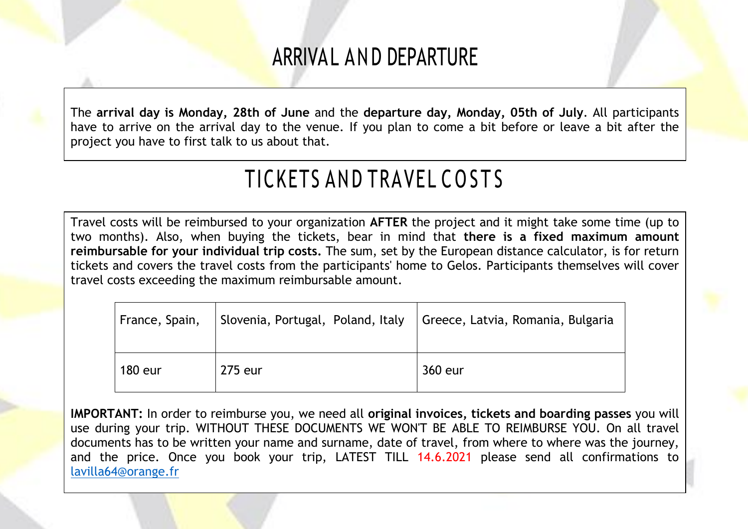# ARRIVAL AND DEPARTURE

The **arrival day is Monday, 28th of June** and the **departure day, Monday, 05th of July**. All participants have to arrive on the arrival day to the venue. If you plan to come a bit before or leave a bit after the project you have to first talk to us about that.

# TICKETS AND TRAVEL COSTS

Travel costs will be reimbursed to your organization **AFTER** the project and it might take some time (up to two months). Also, when buying the tickets, bear in mind that **there is a fixed maximum amount reimbursable for your individual trip costs.** The sum, set by the European distance calculator, is for return tickets and covers the travel costs from the participants' home to Gelos. Participants themselves will cover travel costs exceeding the maximum reimbursable amount.

| France, Spain, | Slovenia, Portugal, Poland, Italy | Greece, Latvia, Romania, Bulgaria |
|---|---|---|
| 180 eur | 275 eur | 360 eur |

**IMPORTANT:** In order to reimburse you, we need all **original invoices, tickets and boarding passes** you will use during your trip. WITHOUT THESE DOCUMENTS WE WON'T BE ABLE TO REIMBURSE YOU. On all travel documents has to be written your name and surname, date of travel, from where to where was the journey, and the price. Once you book your trip, LATEST TILL 14.6.2021 please send all confirmations to lavilla64@orange.fr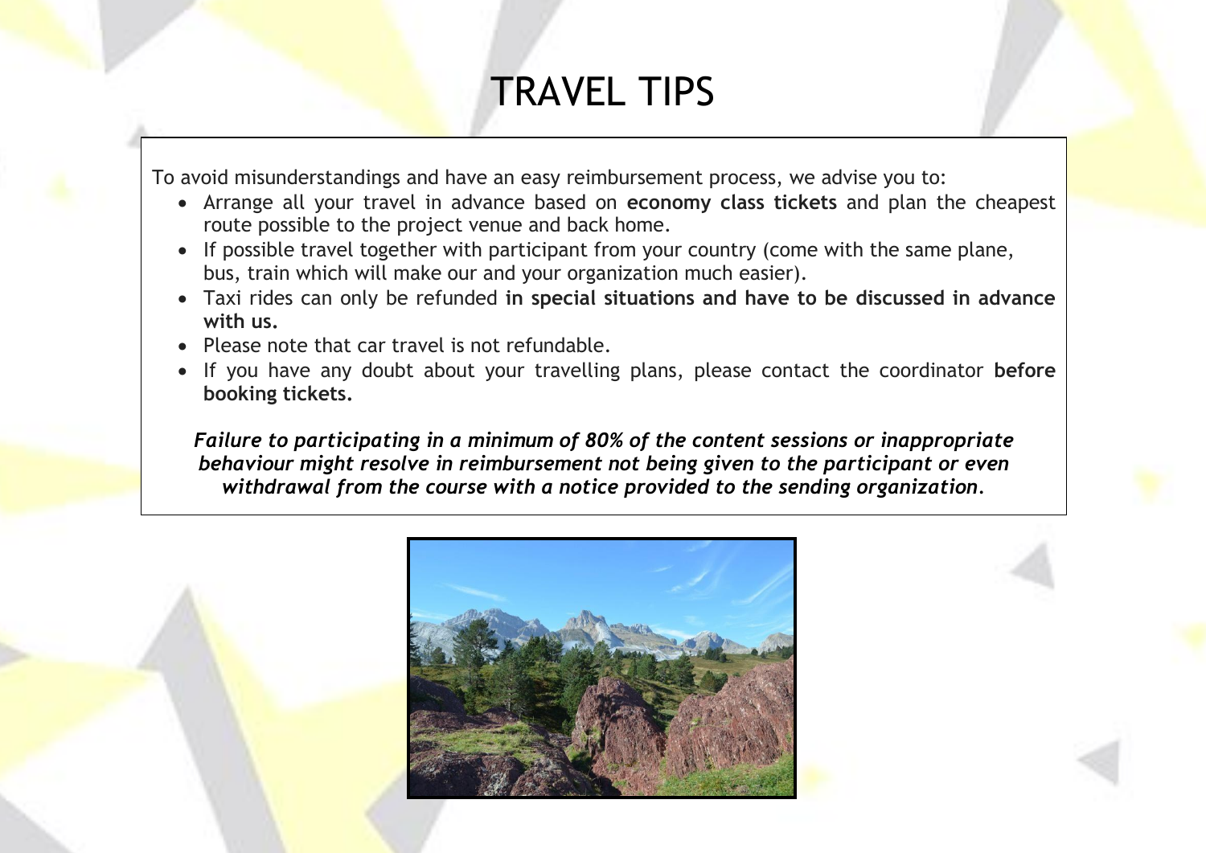# TRAVEL TIPS

To avoid misunderstandings and have an easy reimbursement process, we advise you to:

- Arrange all your travel in advance based on **economy class tickets** and plan the cheapest route possible to the project venue and back home.
- If possible travel together with participant from your country (come with the same plane, bus, train which will make our and your organization much easier).
- Taxi rides can only be refunded **in special situations and have to be discussed in advance with us.**
- Please note that car travel is not refundable.
- If you have any doubt about your travelling plans, please contact the coordinator **before booking tickets.**

***Failure to participating in a minimum of 80% of the content sessions or inappropriate behaviour might resolve in reimbursement not being given to the participant or even withdrawal from the course with a notice provided to the sending organization.***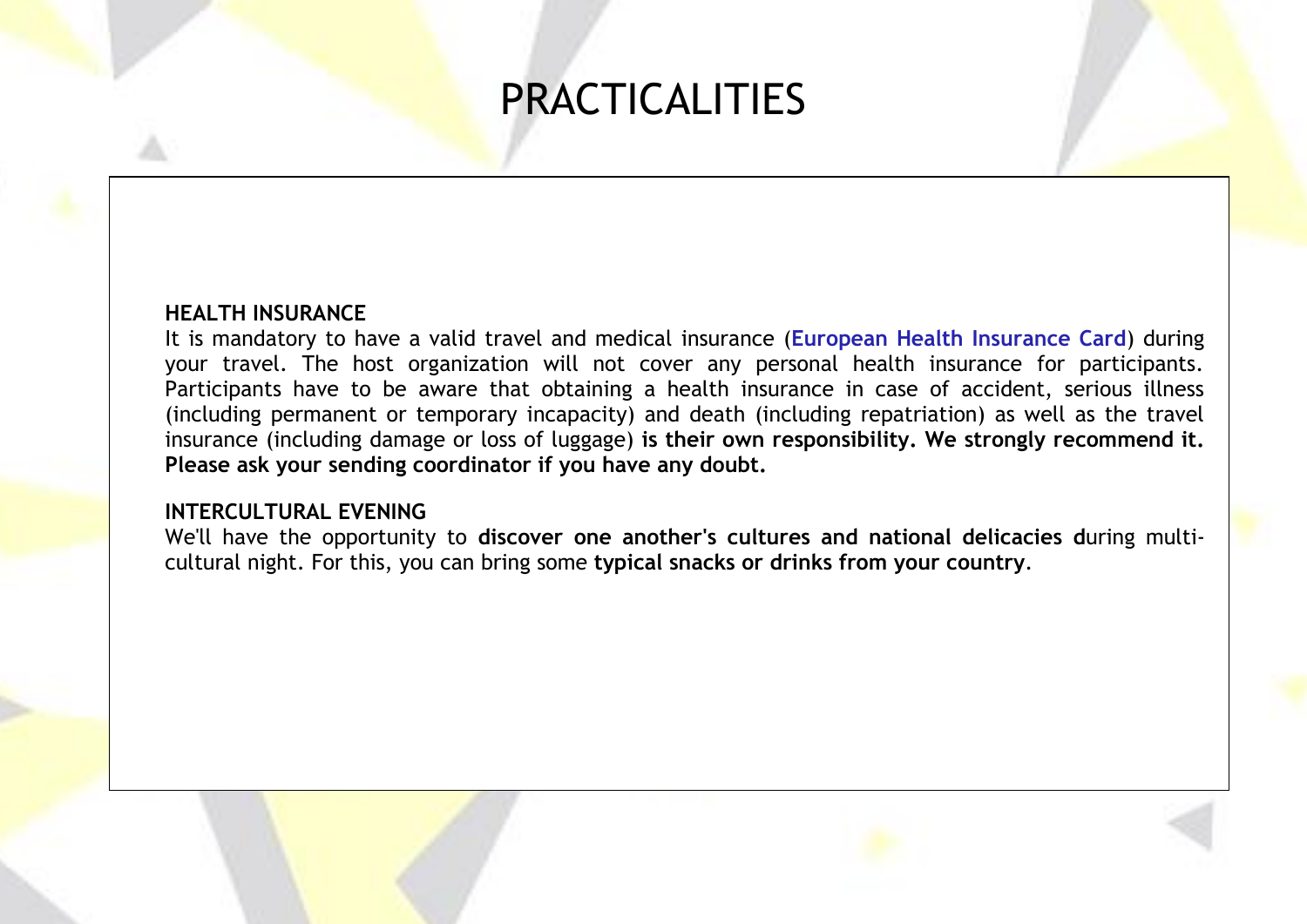# PRACTICALITIES

**HEALTH INSURANCE**

It is mandatory to have a valid travel and medical insurance (**European Health Insurance Card**) during your travel. The host organization will not cover any personal health insurance for participants. Participants have to be aware that obtaining a health insurance in case of accident, serious illness (including permanent or temporary incapacity) and death (including repatriation) as well as the travel insurance (including damage or loss of luggage) **is their own responsibility. We strongly recommend it. Please ask your sending coordinator if you have any doubt.**

**INTERCULTURAL EVENING**

We'll have the opportunity to **discover one another's cultures and national delicacies d**uring multi-cultural night. For this, you can bring some **typical snacks or drinks from your country**.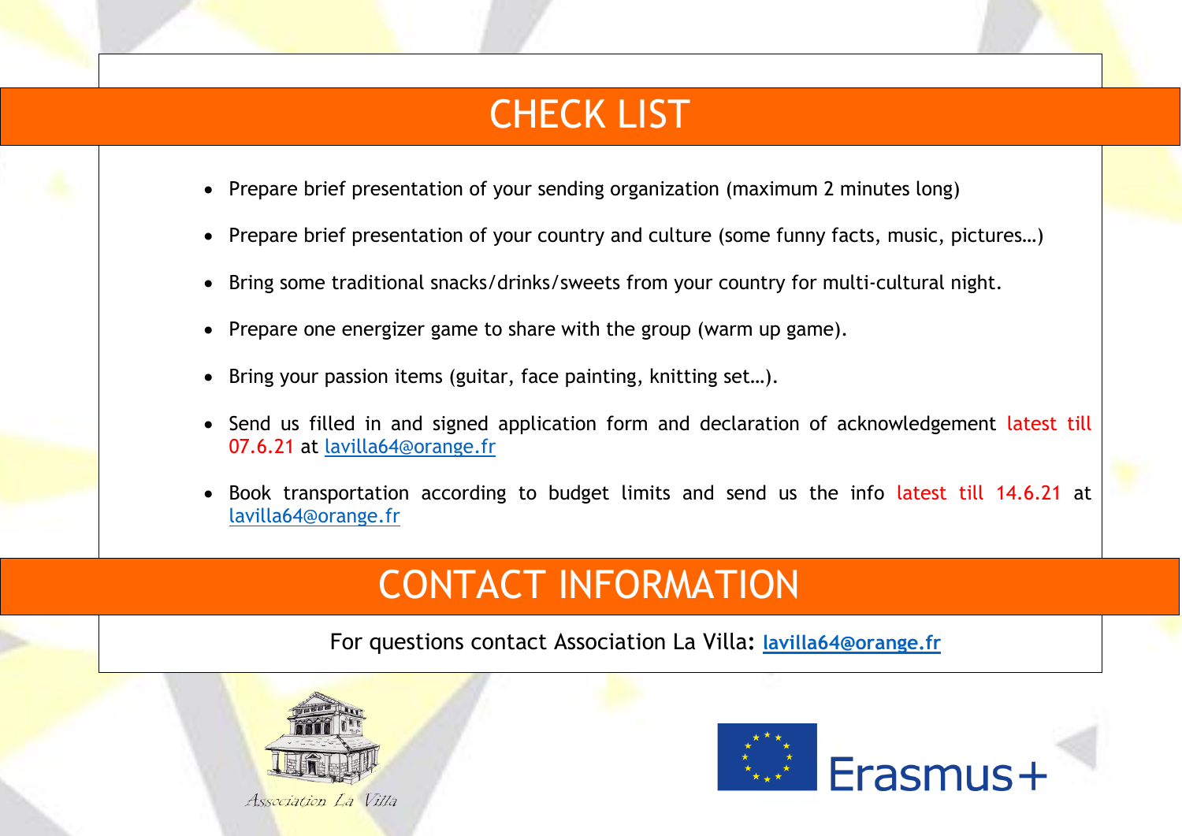# CHECK LIST

- Prepare brief presentation of your sending organization (maximum 2 minutes long)
- Prepare brief presentation of your country and culture (some funny facts, music, pictures…)
- Bring some traditional snacks/drinks/sweets from your country for multi-cultural night.
- Prepare one energizer game to share with the group (warm up game).
- Bring your passion items (guitar, face painting, knitting set…).
- Send us filled in and signed application form and declaration of acknowledgement latest till 07.6.21 at lavilla64@orange.fr
- Book transportation according to budget limits and send us the info latest till 14.6.21 at lavilla64@orange.fr

# CONTACT INFORMATION

For questions contact Association La Villa: **lavilla64@orange.fr**

Association La Villa

Erasmus+